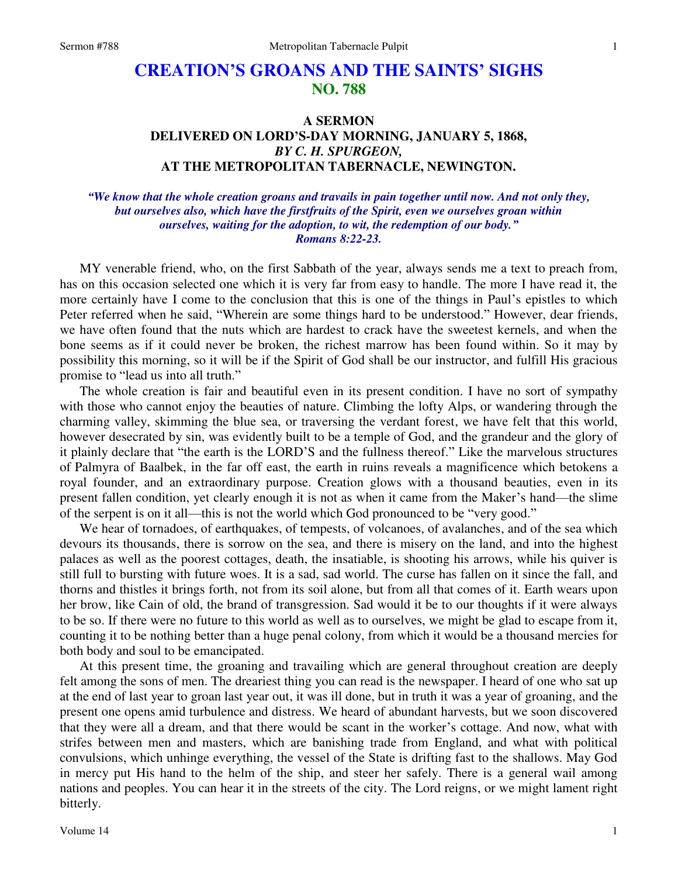# CREATION'S GROANS AND THE SAINTS' SIGHS
## NO. 788

### A SERMON DELIVERED ON LORD'S-DAY MORNING, JANUARY 5, 1868, *BY C. H. SPURGEON,* AT THE METROPOLITAN TABERNACLE, NEWINGTON.

***"We know that the whole creation groans and travails in pain together until now. And not only they, but ourselves also, which have the firstfruits of the Spirit, even we ourselves groan within ourselves, waiting for the adoption, to wit, the redemption of our body." Romans 8:22-23.***

MY venerable friend, who, on the first Sabbath of the year, always sends me a text to preach from, has on this occasion selected one which it is very far from easy to handle. The more I have read it, the more certainly have I come to the conclusion that this is one of the things in Paul's epistles to which Peter referred when he said, "Wherein are some things hard to be understood." However, dear friends, we have often found that the nuts which are hardest to crack have the sweetest kernels, and when the bone seems as if it could never be broken, the richest marrow has been found within. So it may by possibility this morning, so it will be if the Spirit of God shall be our instructor, and fulfill His gracious promise to "lead us into all truth."

The whole creation is fair and beautiful even in its present condition. I have no sort of sympathy with those who cannot enjoy the beauties of nature. Climbing the lofty Alps, or wandering through the charming valley, skimming the blue sea, or traversing the verdant forest, we have felt that this world, however desecrated by sin, was evidently built to be a temple of God, and the grandeur and the glory of it plainly declare that "the earth is the LORD'S and the fullness thereof." Like the marvelous structures of Palmyra of Baalbek, in the far off east, the earth in ruins reveals a magnificence which betokens a royal founder, and an extraordinary purpose. Creation glows with a thousand beauties, even in its present fallen condition, yet clearly enough it is not as when it came from the Maker's hand—the slime of the serpent is on it all—this is not the world which God pronounced to be "very good."

We hear of tornadoes, of earthquakes, of tempests, of volcanoes, of avalanches, and of the sea which devours its thousands, there is sorrow on the sea, and there is misery on the land, and into the highest palaces as well as the poorest cottages, death, the insatiable, is shooting his arrows, while his quiver is still full to bursting with future woes. It is a sad, sad world. The curse has fallen on it since the fall, and thorns and thistles it brings forth, not from its soil alone, but from all that comes of it. Earth wears upon her brow, like Cain of old, the brand of transgression. Sad would it be to our thoughts if it were always to be so. If there were no future to this world as well as to ourselves, we might be glad to escape from it, counting it to be nothing better than a huge penal colony, from which it would be a thousand mercies for both body and soul to be emancipated.

At this present time, the groaning and travailing which are general throughout creation are deeply felt among the sons of men. The dreariest thing you can read is the newspaper. I heard of one who sat up at the end of last year to groan last year out, it was ill done, but in truth it was a year of groaning, and the present one opens amid turbulence and distress. We heard of abundant harvests, but we soon discovered that they were all a dream, and that there would be scant in the worker's cottage. And now, what with strifes between men and masters, which are banishing trade from England, and what with political convulsions, which unhinge everything, the vessel of the State is drifting fast to the shallows. May God in mercy put His hand to the helm of the ship, and steer her safely. There is a general wail among nations and peoples. You can hear it in the streets of the city. The Lord reigns, or we might lament right bitterly.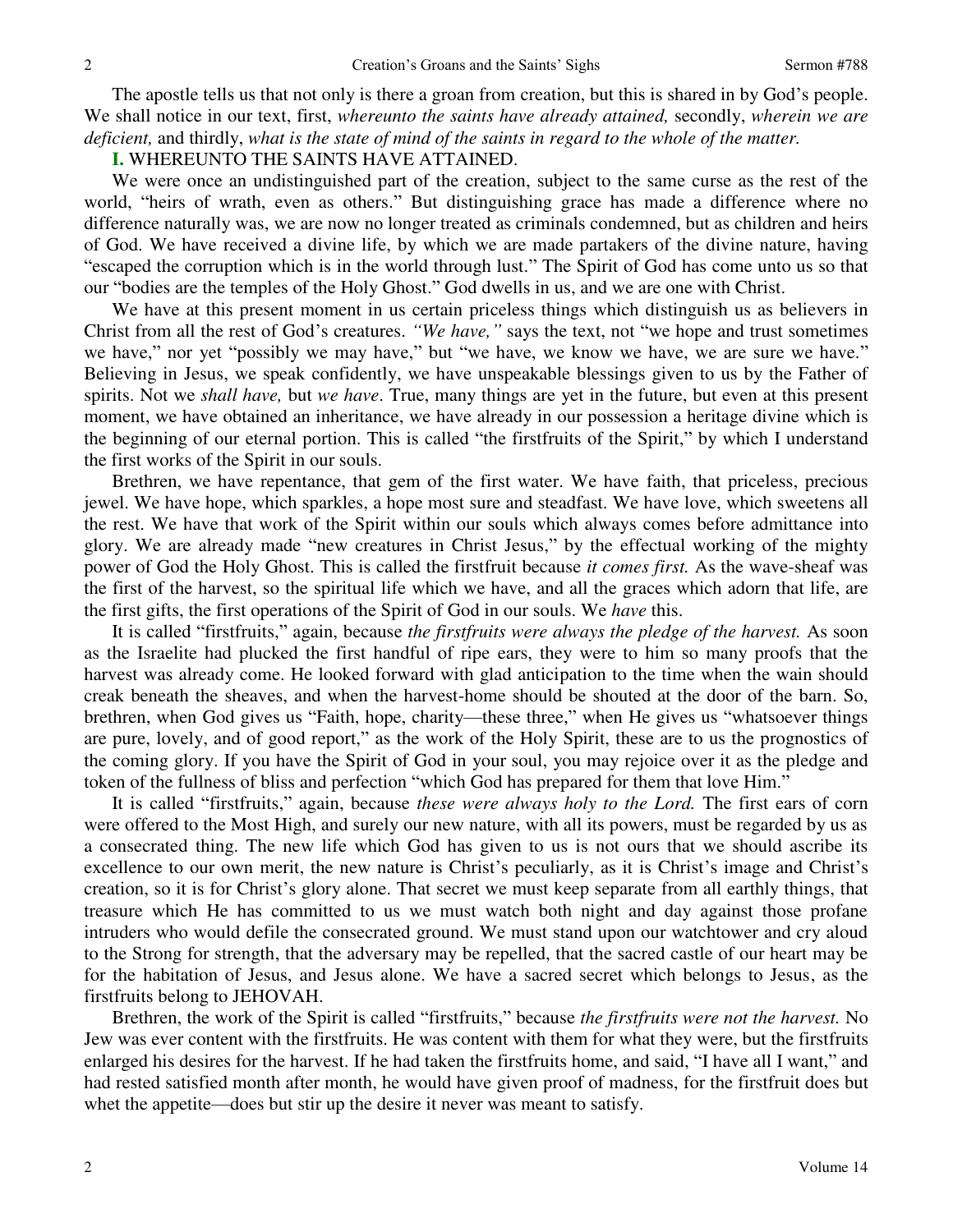The apostle tells us that not only is there a groan from creation, but this is shared in by God's people. We shall notice in our text, first, *whereunto the saints have already attained,* secondly, *wherein we are deficient,* and thirdly, *what is the state of mind of the saints in regard to the whole of the matter.*

**I.** WHEREUNTO THE SAINTS HAVE ATTAINED.

We were once an undistinguished part of the creation, subject to the same curse as the rest of the world, "heirs of wrath, even as others." But distinguishing grace has made a difference where no difference naturally was, we are now no longer treated as criminals condemned, but as children and heirs of God. We have received a divine life, by which we are made partakers of the divine nature, having "escaped the corruption which is in the world through lust." The Spirit of God has come unto us so that our "bodies are the temples of the Holy Ghost." God dwells in us, and we are one with Christ.

We have at this present moment in us certain priceless things which distinguish us as believers in Christ from all the rest of God's creatures. *"We have,"* says the text, not "we hope and trust sometimes we have," nor yet "possibly we may have," but "we have, we know we have, we are sure we have." Believing in Jesus, we speak confidently, we have unspeakable blessings given to us by the Father of spirits. Not we *shall have,* but *we have*. True, many things are yet in the future, but even at this present moment, we have obtained an inheritance, we have already in our possession a heritage divine which is the beginning of our eternal portion. This is called "the firstfruits of the Spirit," by which I understand the first works of the Spirit in our souls.

Brethren, we have repentance, that gem of the first water. We have faith, that priceless, precious jewel. We have hope, which sparkles, a hope most sure and steadfast. We have love, which sweetens all the rest. We have that work of the Spirit within our souls which always comes before admittance into glory. We are already made "new creatures in Christ Jesus," by the effectual working of the mighty power of God the Holy Ghost. This is called the firstfruit because *it comes first.* As the wave-sheaf was the first of the harvest, so the spiritual life which we have, and all the graces which adorn that life, are the first gifts, the first operations of the Spirit of God in our souls. We *have* this.

It is called "firstfruits," again, because *the firstfruits were always the pledge of the harvest.* As soon as the Israelite had plucked the first handful of ripe ears, they were to him so many proofs that the harvest was already come. He looked forward with glad anticipation to the time when the wain should creak beneath the sheaves, and when the harvest-home should be shouted at the door of the barn. So, brethren, when God gives us "Faith, hope, charity—these three," when He gives us "whatsoever things are pure, lovely, and of good report," as the work of the Holy Spirit, these are to us the prognostics of the coming glory. If you have the Spirit of God in your soul, you may rejoice over it as the pledge and token of the fullness of bliss and perfection "which God has prepared for them that love Him."

It is called "firstfruits," again, because *these were always holy to the Lord.* The first ears of corn were offered to the Most High, and surely our new nature, with all its powers, must be regarded by us as a consecrated thing. The new life which God has given to us is not ours that we should ascribe its excellence to our own merit, the new nature is Christ's peculiarly, as it is Christ's image and Christ's creation, so it is for Christ's glory alone. That secret we must keep separate from all earthly things, that treasure which He has committed to us we must watch both night and day against those profane intruders who would defile the consecrated ground. We must stand upon our watchtower and cry aloud to the Strong for strength, that the adversary may be repelled, that the sacred castle of our heart may be for the habitation of Jesus, and Jesus alone. We have a sacred secret which belongs to Jesus, as the firstfruits belong to JEHOVAH.

Brethren, the work of the Spirit is called "firstfruits," because *the firstfruits were not the harvest.* No Jew was ever content with the firstfruits. He was content with them for what they were, but the firstfruits enlarged his desires for the harvest. If he had taken the firstfruits home, and said, "I have all I want," and had rested satisfied month after month, he would have given proof of madness, for the firstfruit does but whet the appetite—does but stir up the desire it never was meant to satisfy.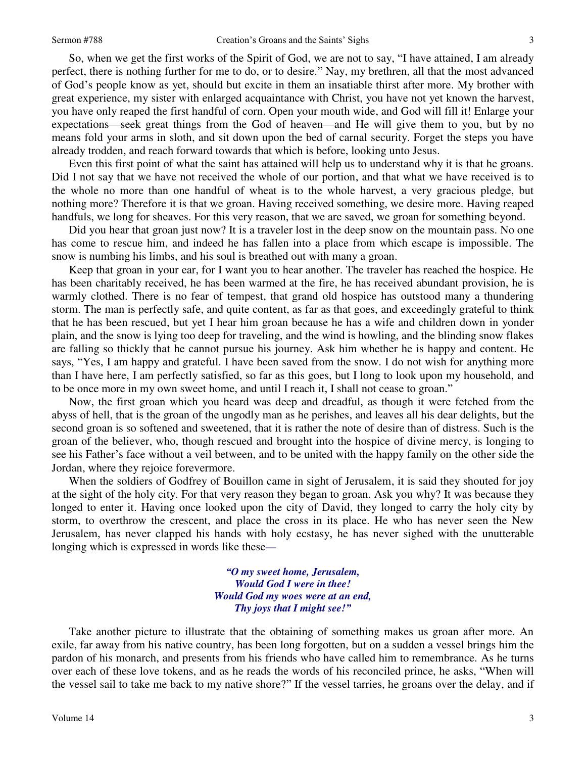So, when we get the first works of the Spirit of God, we are not to say, "I have attained, I am already perfect, there is nothing further for me to do, or to desire." Nay, my brethren, all that the most advanced of God's people know as yet, should but excite in them an insatiable thirst after more. My brother with great experience, my sister with enlarged acquaintance with Christ, you have not yet known the harvest, you have only reaped the first handful of corn. Open your mouth wide, and God will fill it! Enlarge your expectations—seek great things from the God of heaven—and He will give them to you, but by no means fold your arms in sloth, and sit down upon the bed of carnal security. Forget the steps you have already trodden, and reach forward towards that which is before, looking unto Jesus.

Even this first point of what the saint has attained will help us to understand why it is that he groans. Did I not say that we have not received the whole of our portion, and that what we have received is to the whole no more than one handful of wheat is to the whole harvest, a very gracious pledge, but nothing more? Therefore it is that we groan. Having received something, we desire more. Having reaped handfuls, we long for sheaves. For this very reason, that we are saved, we groan for something beyond.

Did you hear that groan just now? It is a traveler lost in the deep snow on the mountain pass. No one has come to rescue him, and indeed he has fallen into a place from which escape is impossible. The snow is numbing his limbs, and his soul is breathed out with many a groan.

Keep that groan in your ear, for I want you to hear another. The traveler has reached the hospice. He has been charitably received, he has been warmed at the fire, he has received abundant provision, he is warmly clothed. There is no fear of tempest, that grand old hospice has outstood many a thundering storm. The man is perfectly safe, and quite content, as far as that goes, and exceedingly grateful to think that he has been rescued, but yet I hear him groan because he has a wife and children down in yonder plain, and the snow is lying too deep for traveling, and the wind is howling, and the blinding snow flakes are falling so thickly that he cannot pursue his journey. Ask him whether he is happy and content. He says, "Yes, I am happy and grateful. I have been saved from the snow. I do not wish for anything more than I have here, I am perfectly satisfied, so far as this goes, but I long to look upon my household, and to be once more in my own sweet home, and until I reach it, I shall not cease to groan."

Now, the first groan which you heard was deep and dreadful, as though it were fetched from the abyss of hell, that is the groan of the ungodly man as he perishes, and leaves all his dear delights, but the second groan is so softened and sweetened, that it is rather the note of desire than of distress. Such is the groan of the believer, who, though rescued and brought into the hospice of divine mercy, is longing to see his Father's face without a veil between, and to be united with the happy family on the other side the Jordan, where they rejoice forevermore.

When the soldiers of Godfrey of Bouillon came in sight of Jerusalem, it is said they shouted for joy at the sight of the holy city. For that very reason they began to groan. Ask you why? It was because they longed to enter it. Having once looked upon the city of David, they longed to carry the holy city by storm, to overthrow the crescent, and place the cross in its place. He who has never seen the New Jerusalem, has never clapped his hands with holy ecstasy, he has never sighed with the unutterable longing which is expressed in words like these—

> ***"O my sweet home, Jerusalem,***
> ***Would God I were in thee!***
> ***Would God my woes were at an end,***
> ***Thy joys that I might see!"***

Take another picture to illustrate that the obtaining of something makes us groan after more. An exile, far away from his native country, has been long forgotten, but on a sudden a vessel brings him the pardon of his monarch, and presents from his friends who have called him to remembrance. As he turns over each of these love tokens, and as he reads the words of his reconciled prince, he asks, "When will the vessel sail to take me back to my native shore?" If the vessel tarries, he groans over the delay, and if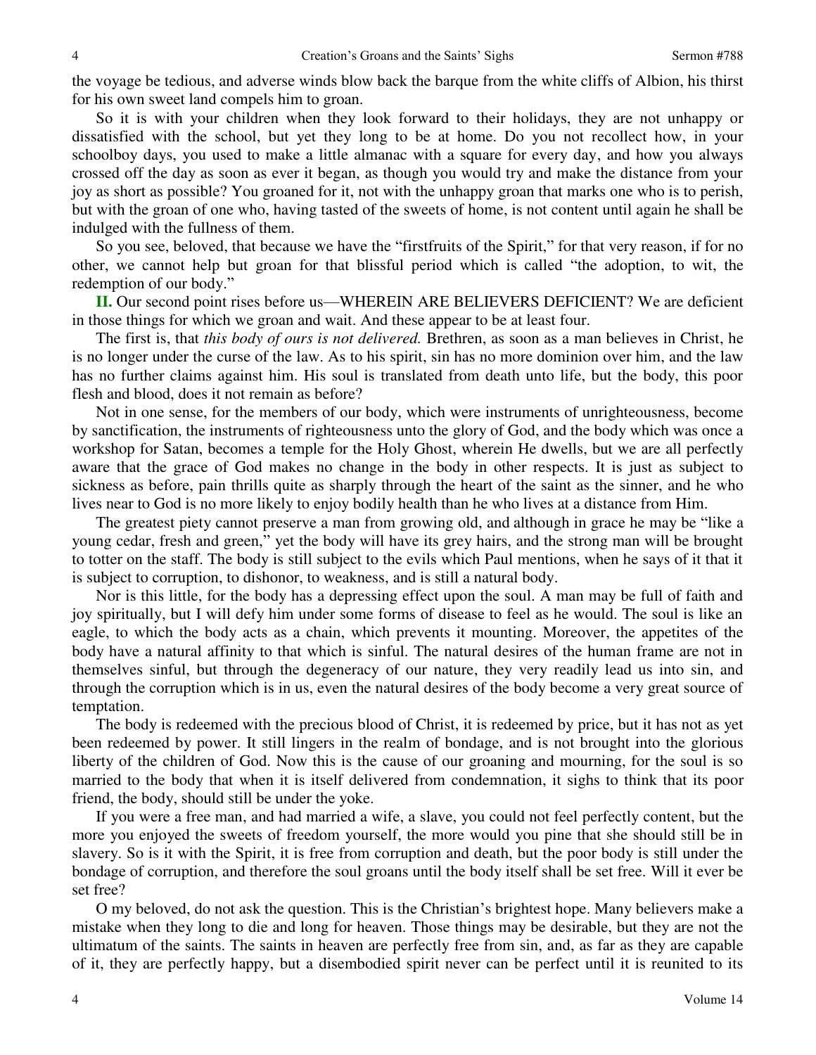the voyage be tedious, and adverse winds blow back the barque from the white cliffs of Albion, his thirst for his own sweet land compels him to groan.

So it is with your children when they look forward to their holidays, they are not unhappy or dissatisfied with the school, but yet they long to be at home. Do you not recollect how, in your schoolboy days, you used to make a little almanac with a square for every day, and how you always crossed off the day as soon as ever it began, as though you would try and make the distance from your joy as short as possible? You groaned for it, not with the unhappy groan that marks one who is to perish, but with the groan of one who, having tasted of the sweets of home, is not content until again he shall be indulged with the fullness of them.

So you see, beloved, that because we have the "firstfruits of the Spirit," for that very reason, if for no other, we cannot help but groan for that blissful period which is called "the adoption, to wit, the redemption of our body."

**II.** Our second point rises before us—WHEREIN ARE BELIEVERS DEFICIENT? We are deficient in those things for which we groan and wait. And these appear to be at least four.

The first is, that *this body of ours is not delivered.* Brethren, as soon as a man believes in Christ, he is no longer under the curse of the law. As to his spirit, sin has no more dominion over him, and the law has no further claims against him. His soul is translated from death unto life, but the body, this poor flesh and blood, does it not remain as before?

Not in one sense, for the members of our body, which were instruments of unrighteousness, become by sanctification, the instruments of righteousness unto the glory of God, and the body which was once a workshop for Satan, becomes a temple for the Holy Ghost, wherein He dwells, but we are all perfectly aware that the grace of God makes no change in the body in other respects. It is just as subject to sickness as before, pain thrills quite as sharply through the heart of the saint as the sinner, and he who lives near to God is no more likely to enjoy bodily health than he who lives at a distance from Him.

The greatest piety cannot preserve a man from growing old, and although in grace he may be "like a young cedar, fresh and green," yet the body will have its grey hairs, and the strong man will be brought to totter on the staff. The body is still subject to the evils which Paul mentions, when he says of it that it is subject to corruption, to dishonor, to weakness, and is still a natural body.

Nor is this little, for the body has a depressing effect upon the soul. A man may be full of faith and joy spiritually, but I will defy him under some forms of disease to feel as he would. The soul is like an eagle, to which the body acts as a chain, which prevents it mounting. Moreover, the appetites of the body have a natural affinity to that which is sinful. The natural desires of the human frame are not in themselves sinful, but through the degeneracy of our nature, they very readily lead us into sin, and through the corruption which is in us, even the natural desires of the body become a very great source of temptation.

The body is redeemed with the precious blood of Christ, it is redeemed by price, but it has not as yet been redeemed by power. It still lingers in the realm of bondage, and is not brought into the glorious liberty of the children of God. Now this is the cause of our groaning and mourning, for the soul is so married to the body that when it is itself delivered from condemnation, it sighs to think that its poor friend, the body, should still be under the yoke.

If you were a free man, and had married a wife, a slave, you could not feel perfectly content, but the more you enjoyed the sweets of freedom yourself, the more would you pine that she should still be in slavery. So is it with the Spirit, it is free from corruption and death, but the poor body is still under the bondage of corruption, and therefore the soul groans until the body itself shall be set free. Will it ever be set free?

O my beloved, do not ask the question. This is the Christian's brightest hope. Many believers make a mistake when they long to die and long for heaven. Those things may be desirable, but they are not the ultimatum of the saints. The saints in heaven are perfectly free from sin, and, as far as they are capable of it, they are perfectly happy, but a disembodied spirit never can be perfect until it is reunited to its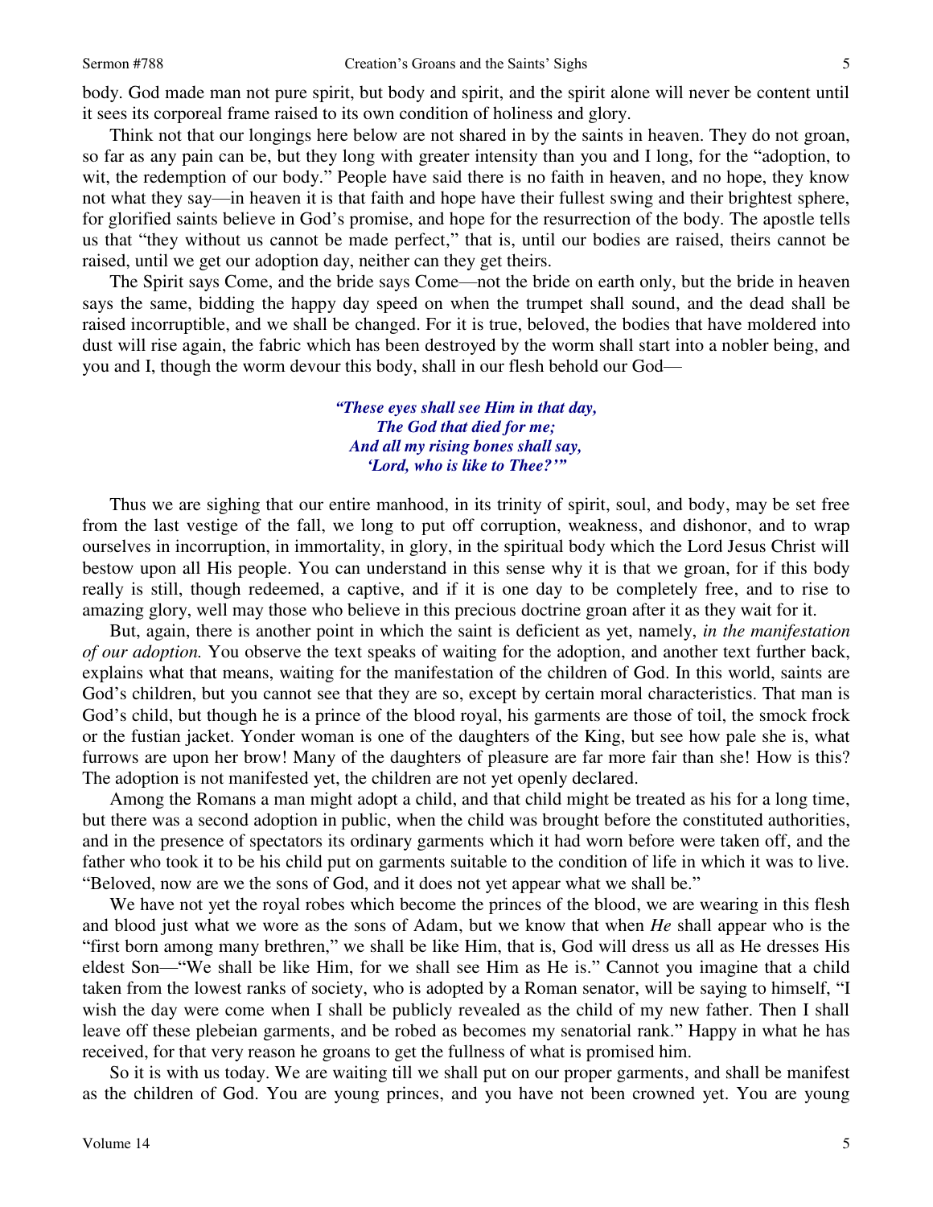body. God made man not pure spirit, but body and spirit, and the spirit alone will never be content until it sees its corporeal frame raised to its own condition of holiness and glory.

Think not that our longings here below are not shared in by the saints in heaven. They do not groan, so far as any pain can be, but they long with greater intensity than you and I long, for the "adoption, to wit, the redemption of our body." People have said there is no faith in heaven, and no hope, they know not what they say—in heaven it is that faith and hope have their fullest swing and their brightest sphere, for glorified saints believe in God's promise, and hope for the resurrection of the body. The apostle tells us that "they without us cannot be made perfect," that is, until our bodies are raised, theirs cannot be raised, until we get our adoption day, neither can they get theirs.

The Spirit says Come, and the bride says Come—not the bride on earth only, but the bride in heaven says the same, bidding the happy day speed on when the trumpet shall sound, and the dead shall be raised incorruptible, and we shall be changed. For it is true, beloved, the bodies that have moldered into dust will rise again, the fabric which has been destroyed by the worm shall start into a nobler being, and you and I, though the worm devour this body, shall in our flesh behold our God—

> ***"These eyes shall see Him in that day,***
> ***The God that died for me;***
> ***And all my rising bones shall say,***
> ***'Lord, who is like to Thee?'"***

Thus we are sighing that our entire manhood, in its trinity of spirit, soul, and body, may be set free from the last vestige of the fall, we long to put off corruption, weakness, and dishonor, and to wrap ourselves in incorruption, in immortality, in glory, in the spiritual body which the Lord Jesus Christ will bestow upon all His people. You can understand in this sense why it is that we groan, for if this body really is still, though redeemed, a captive, and if it is one day to be completely free, and to rise to amazing glory, well may those who believe in this precious doctrine groan after it as they wait for it.

But, again, there is another point in which the saint is deficient as yet, namely, *in the manifestation of our adoption.* You observe the text speaks of waiting for the adoption, and another text further back, explains what that means, waiting for the manifestation of the children of God. In this world, saints are God's children, but you cannot see that they are so, except by certain moral characteristics. That man is God's child, but though he is a prince of the blood royal, his garments are those of toil, the smock frock or the fustian jacket. Yonder woman is one of the daughters of the King, but see how pale she is, what furrows are upon her brow! Many of the daughters of pleasure are far more fair than she! How is this? The adoption is not manifested yet, the children are not yet openly declared.

Among the Romans a man might adopt a child, and that child might be treated as his for a long time, but there was a second adoption in public, when the child was brought before the constituted authorities, and in the presence of spectators its ordinary garments which it had worn before were taken off, and the father who took it to be his child put on garments suitable to the condition of life in which it was to live. "Beloved, now are we the sons of God, and it does not yet appear what we shall be."

We have not yet the royal robes which become the princes of the blood, we are wearing in this flesh and blood just what we wore as the sons of Adam, but we know that when *He* shall appear who is the "first born among many brethren," we shall be like Him, that is, God will dress us all as He dresses His eldest Son—"We shall be like Him, for we shall see Him as He is." Cannot you imagine that a child taken from the lowest ranks of society, who is adopted by a Roman senator, will be saying to himself, "I wish the day were come when I shall be publicly revealed as the child of my new father. Then I shall leave off these plebeian garments, and be robed as becomes my senatorial rank." Happy in what he has received, for that very reason he groans to get the fullness of what is promised him.

So it is with us today. We are waiting till we shall put on our proper garments, and shall be manifest as the children of God. You are young princes, and you have not been crowned yet. You are young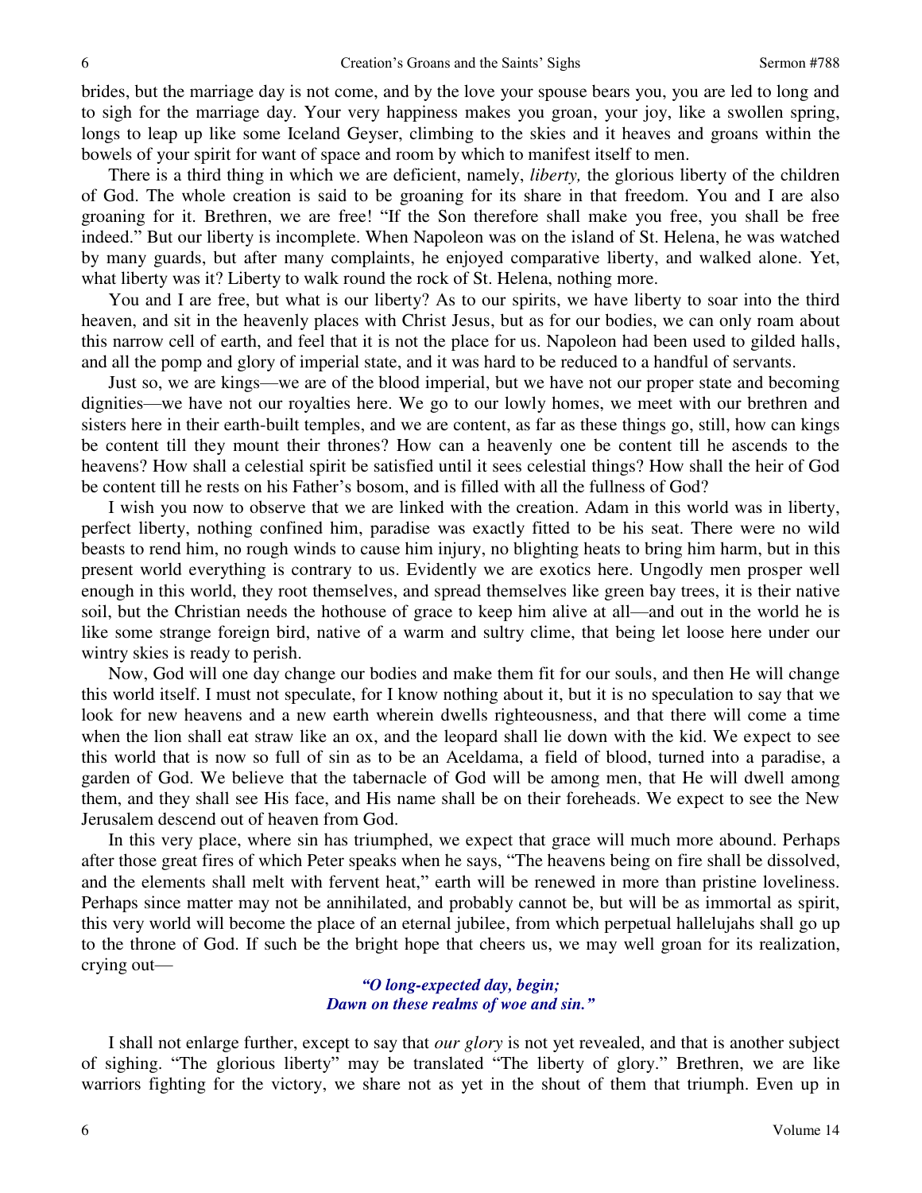brides, but the marriage day is not come, and by the love your spouse bears you, you are led to long and to sigh for the marriage day. Your very happiness makes you groan, your joy, like a swollen spring, longs to leap up like some Iceland Geyser, climbing to the skies and it heaves and groans within the bowels of your spirit for want of space and room by which to manifest itself to men.

There is a third thing in which we are deficient, namely, *liberty,* the glorious liberty of the children of God. The whole creation is said to be groaning for its share in that freedom. You and I are also groaning for it. Brethren, we are free! "If the Son therefore shall make you free, you shall be free indeed." But our liberty is incomplete. When Napoleon was on the island of St. Helena, he was watched by many guards, but after many complaints, he enjoyed comparative liberty, and walked alone. Yet, what liberty was it? Liberty to walk round the rock of St. Helena, nothing more.

You and I are free, but what is our liberty? As to our spirits, we have liberty to soar into the third heaven, and sit in the heavenly places with Christ Jesus, but as for our bodies, we can only roam about this narrow cell of earth, and feel that it is not the place for us. Napoleon had been used to gilded halls, and all the pomp and glory of imperial state, and it was hard to be reduced to a handful of servants.

Just so, we are kings—we are of the blood imperial, but we have not our proper state and becoming dignities—we have not our royalties here. We go to our lowly homes, we meet with our brethren and sisters here in their earth-built temples, and we are content, as far as these things go, still, how can kings be content till they mount their thrones? How can a heavenly one be content till he ascends to the heavens? How shall a celestial spirit be satisfied until it sees celestial things? How shall the heir of God be content till he rests on his Father's bosom, and is filled with all the fullness of God?

I wish you now to observe that we are linked with the creation. Adam in this world was in liberty, perfect liberty, nothing confined him, paradise was exactly fitted to be his seat. There were no wild beasts to rend him, no rough winds to cause him injury, no blighting heats to bring him harm, but in this present world everything is contrary to us. Evidently we are exotics here. Ungodly men prosper well enough in this world, they root themselves, and spread themselves like green bay trees, it is their native soil, but the Christian needs the hothouse of grace to keep him alive at all—and out in the world he is like some strange foreign bird, native of a warm and sultry clime, that being let loose here under our wintry skies is ready to perish.

Now, God will one day change our bodies and make them fit for our souls, and then He will change this world itself. I must not speculate, for I know nothing about it, but it is no speculation to say that we look for new heavens and a new earth wherein dwells righteousness, and that there will come a time when the lion shall eat straw like an ox, and the leopard shall lie down with the kid. We expect to see this world that is now so full of sin as to be an Aceldama, a field of blood, turned into a paradise, a garden of God. We believe that the tabernacle of God will be among men, that He will dwell among them, and they shall see His face, and His name shall be on their foreheads. We expect to see the New Jerusalem descend out of heaven from God.

In this very place, where sin has triumphed, we expect that grace will much more abound. Perhaps after those great fires of which Peter speaks when he says, "The heavens being on fire shall be dissolved, and the elements shall melt with fervent heat," earth will be renewed in more than pristine loveliness. Perhaps since matter may not be annihilated, and probably cannot be, but will be as immortal as spirit, this very world will become the place of an eternal jubilee, from which perpetual hallelujahs shall go up to the throne of God. If such be the bright hope that cheers us, we may well groan for its realization, crying out—

> ***"O long-expected day, begin;***
> ***Dawn on these realms of woe and sin."***

I shall not enlarge further, except to say that *our glory* is not yet revealed, and that is another subject of sighing. "The glorious liberty" may be translated "The liberty of glory." Brethren, we are like warriors fighting for the victory, we share not as yet in the shout of them that triumph. Even up in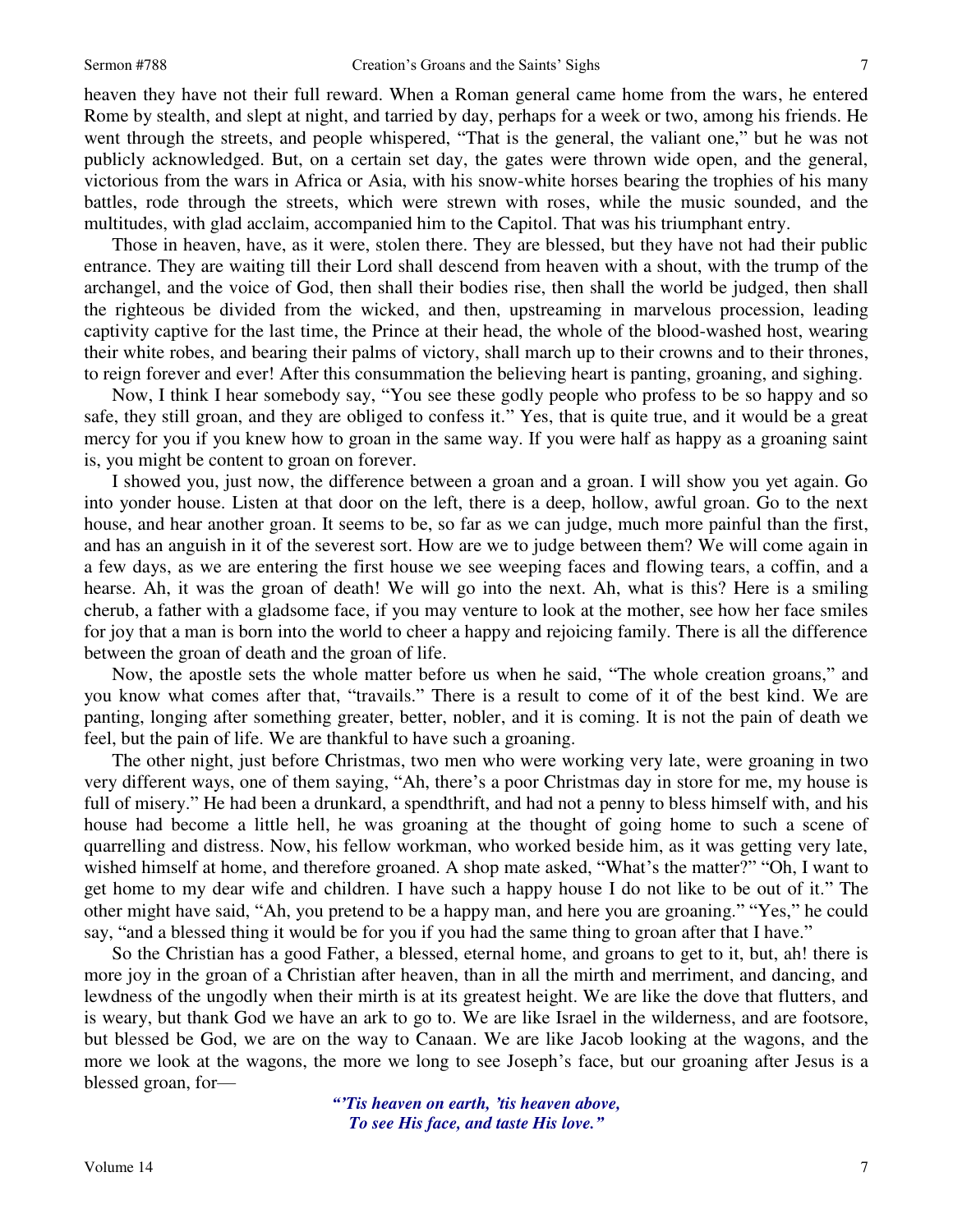heaven they have not their full reward. When a Roman general came home from the wars, he entered Rome by stealth, and slept at night, and tarried by day, perhaps for a week or two, among his friends. He went through the streets, and people whispered, "That is the general, the valiant one," but he was not publicly acknowledged. But, on a certain set day, the gates were thrown wide open, and the general, victorious from the wars in Africa or Asia, with his snow-white horses bearing the trophies of his many battles, rode through the streets, which were strewn with roses, while the music sounded, and the multitudes, with glad acclaim, accompanied him to the Capitol. That was his triumphant entry.

Those in heaven, have, as it were, stolen there. They are blessed, but they have not had their public entrance. They are waiting till their Lord shall descend from heaven with a shout, with the trump of the archangel, and the voice of God, then shall their bodies rise, then shall the world be judged, then shall the righteous be divided from the wicked, and then, upstreaming in marvelous procession, leading captivity captive for the last time, the Prince at their head, the whole of the blood-washed host, wearing their white robes, and bearing their palms of victory, shall march up to their crowns and to their thrones, to reign forever and ever! After this consummation the believing heart is panting, groaning, and sighing.

Now, I think I hear somebody say, "You see these godly people who profess to be so happy and so safe, they still groan, and they are obliged to confess it." Yes, that is quite true, and it would be a great mercy for you if you knew how to groan in the same way. If you were half as happy as a groaning saint is, you might be content to groan on forever.

I showed you, just now, the difference between a groan and a groan. I will show you yet again. Go into yonder house. Listen at that door on the left, there is a deep, hollow, awful groan. Go to the next house, and hear another groan. It seems to be, so far as we can judge, much more painful than the first, and has an anguish in it of the severest sort. How are we to judge between them? We will come again in a few days, as we are entering the first house we see weeping faces and flowing tears, a coffin, and a hearse. Ah, it was the groan of death! We will go into the next. Ah, what is this? Here is a smiling cherub, a father with a gladsome face, if you may venture to look at the mother, see how her face smiles for joy that a man is born into the world to cheer a happy and rejoicing family. There is all the difference between the groan of death and the groan of life.

Now, the apostle sets the whole matter before us when he said, "The whole creation groans," and you know what comes after that, "travails." There is a result to come of it of the best kind. We are panting, longing after something greater, better, nobler, and it is coming. It is not the pain of death we feel, but the pain of life. We are thankful to have such a groaning.

The other night, just before Christmas, two men who were working very late, were groaning in two very different ways, one of them saying, "Ah, there's a poor Christmas day in store for me, my house is full of misery." He had been a drunkard, a spendthrift, and had not a penny to bless himself with, and his house had become a little hell, he was groaning at the thought of going home to such a scene of quarrelling and distress. Now, his fellow workman, who worked beside him, as it was getting very late, wished himself at home, and therefore groaned. A shop mate asked, "What's the matter?" "Oh, I want to get home to my dear wife and children. I have such a happy house I do not like to be out of it." The other might have said, "Ah, you pretend to be a happy man, and here you are groaning." "Yes," he could say, "and a blessed thing it would be for you if you had the same thing to groan after that I have."

So the Christian has a good Father, a blessed, eternal home, and groans to get to it, but, ah! there is more joy in the groan of a Christian after heaven, than in all the mirth and merriment, and dancing, and lewdness of the ungodly when their mirth is at its greatest height. We are like the dove that flutters, and is weary, but thank God we have an ark to go to. We are like Israel in the wilderness, and are footsore, but blessed be God, we are on the way to Canaan. We are like Jacob looking at the wagons, and the more we look at the wagons, the more we long to see Joseph's face, but our groaning after Jesus is a blessed groan, for—

> ***"'Tis heaven on earth, 'tis heaven above,***
> ***To see His face, and taste His love."***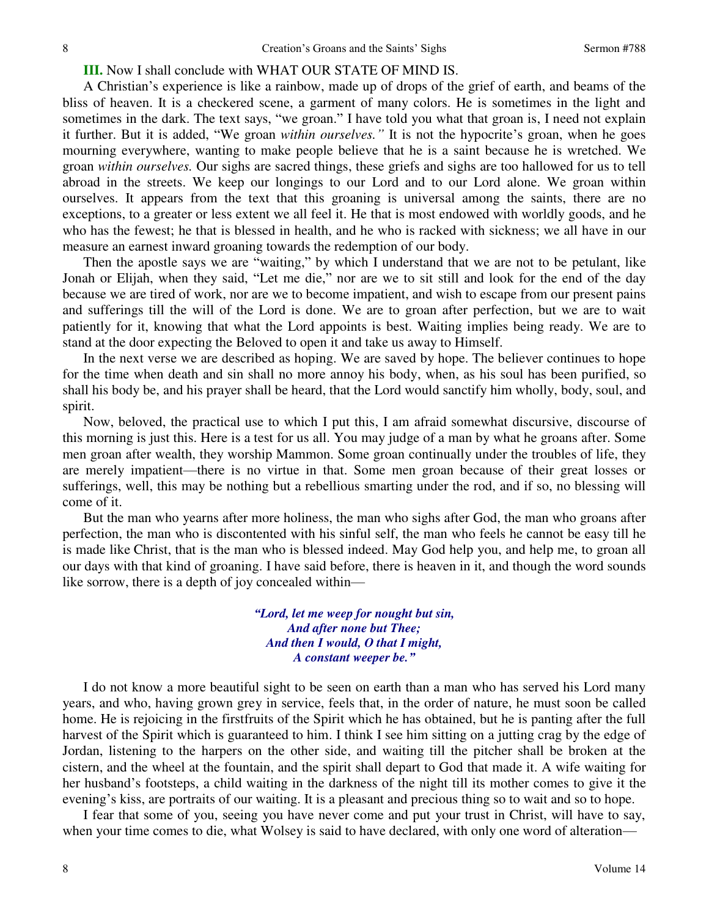**III.** Now I shall conclude with WHAT OUR STATE OF MIND IS.

A Christian's experience is like a rainbow, made up of drops of the grief of earth, and beams of the bliss of heaven. It is a checkered scene, a garment of many colors. He is sometimes in the light and sometimes in the dark. The text says, "we groan." I have told you what that groan is, I need not explain it further. But it is added, "We groan *within ourselves."* It is not the hypocrite's groan, when he goes mourning everywhere, wanting to make people believe that he is a saint because he is wretched. We groan *within ourselves.* Our sighs are sacred things, these griefs and sighs are too hallowed for us to tell abroad in the streets. We keep our longings to our Lord and to our Lord alone. We groan within ourselves. It appears from the text that this groaning is universal among the saints, there are no exceptions, to a greater or less extent we all feel it. He that is most endowed with worldly goods, and he who has the fewest; he that is blessed in health, and he who is racked with sickness; we all have in our measure an earnest inward groaning towards the redemption of our body.

Then the apostle says we are "waiting," by which I understand that we are not to be petulant, like Jonah or Elijah, when they said, "Let me die," nor are we to sit still and look for the end of the day because we are tired of work, nor are we to become impatient, and wish to escape from our present pains and sufferings till the will of the Lord is done. We are to groan after perfection, but we are to wait patiently for it, knowing that what the Lord appoints is best. Waiting implies being ready. We are to stand at the door expecting the Beloved to open it and take us away to Himself.

In the next verse we are described as hoping. We are saved by hope. The believer continues to hope for the time when death and sin shall no more annoy his body, when, as his soul has been purified, so shall his body be, and his prayer shall be heard, that the Lord would sanctify him wholly, body, soul, and spirit.

Now, beloved, the practical use to which I put this, I am afraid somewhat discursive, discourse of this morning is just this. Here is a test for us all. You may judge of a man by what he groans after. Some men groan after wealth, they worship Mammon. Some groan continually under the troubles of life, they are merely impatient—there is no virtue in that. Some men groan because of their great losses or sufferings, well, this may be nothing but a rebellious smarting under the rod, and if so, no blessing will come of it.

But the man who yearns after more holiness, the man who sighs after God, the man who groans after perfection, the man who is discontented with his sinful self, the man who feels he cannot be easy till he is made like Christ, that is the man who is blessed indeed. May God help you, and help me, to groan all our days with that kind of groaning. I have said before, there is heaven in it, and though the word sounds like sorrow, there is a depth of joy concealed within—

> ***"Lord, let me weep for nought but sin,***
> ***And after none but Thee;***
> ***And then I would, O that I might,***
> ***A constant weeper be."***

I do not know a more beautiful sight to be seen on earth than a man who has served his Lord many years, and who, having grown grey in service, feels that, in the order of nature, he must soon be called home. He is rejoicing in the firstfruits of the Spirit which he has obtained, but he is panting after the full harvest of the Spirit which is guaranteed to him. I think I see him sitting on a jutting crag by the edge of Jordan, listening to the harpers on the other side, and waiting till the pitcher shall be broken at the cistern, and the wheel at the fountain, and the spirit shall depart to God that made it. A wife waiting for her husband's footsteps, a child waiting in the darkness of the night till its mother comes to give it the evening's kiss, are portraits of our waiting. It is a pleasant and precious thing so to wait and so to hope.

I fear that some of you, seeing you have never come and put your trust in Christ, will have to say, when your time comes to die, what Wolsey is said to have declared, with only one word of alteration—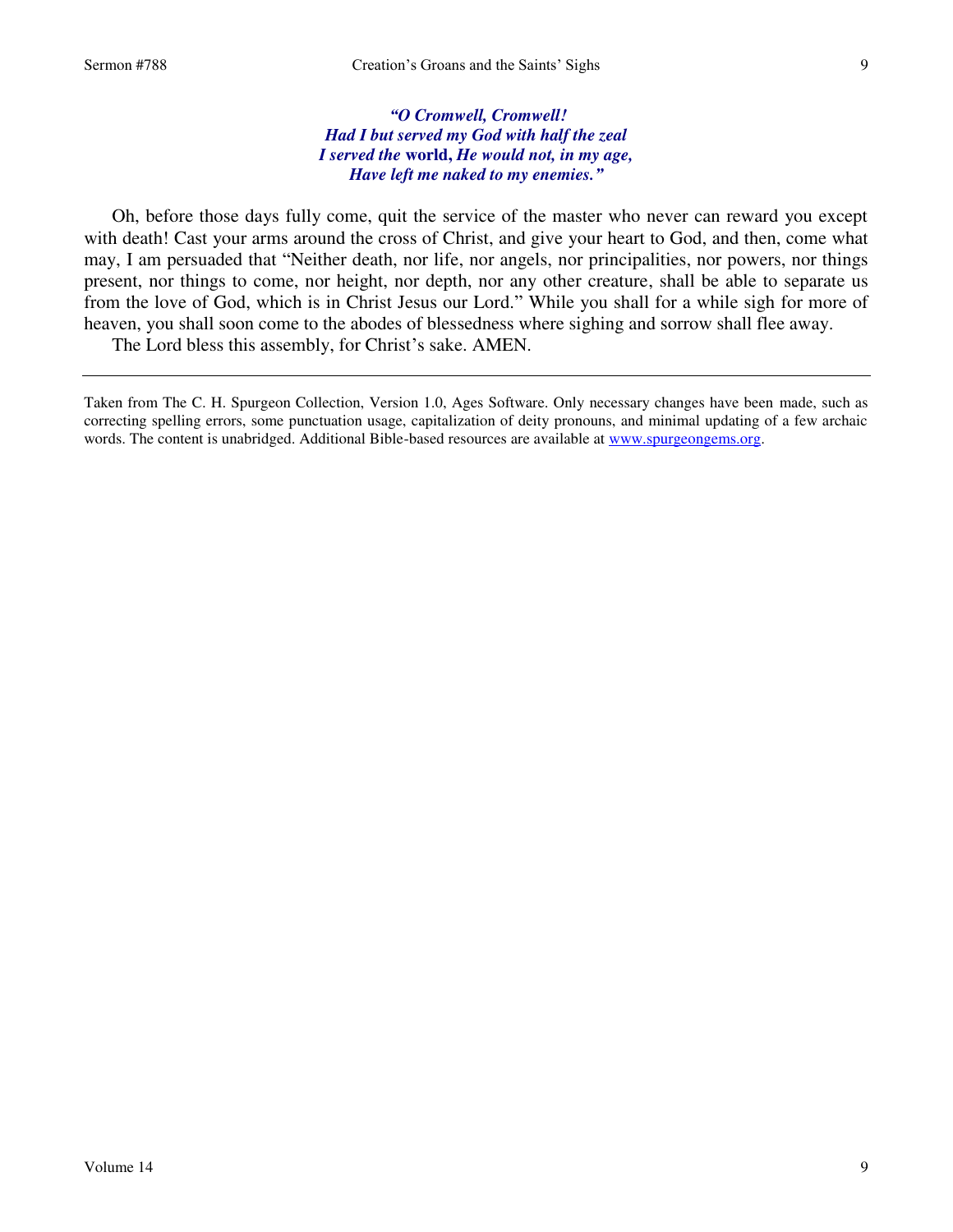*"O Cromwell, Cromwell!*
*Had I but served my God with half the zeal*
*I served the* **world,** *He would not, in my age,*
*Have left me naked to my enemies."*

Oh, before those days fully come, quit the service of the master who never can reward you except with death! Cast your arms around the cross of Christ, and give your heart to God, and then, come what may, I am persuaded that "Neither death, nor life, nor angels, nor principalities, nor powers, nor things present, nor things to come, nor height, nor depth, nor any other creature, shall be able to separate us from the love of God, which is in Christ Jesus our Lord." While you shall for a while sigh for more of heaven, you shall soon come to the abodes of blessedness where sighing and sorrow shall flee away.

The Lord bless this assembly, for Christ's sake. AMEN.

---

Taken from The C. H. Spurgeon Collection, Version 1.0, Ages Software. Only necessary changes have been made, such as correcting spelling errors, some punctuation usage, capitalization of deity pronouns, and minimal updating of a few archaic words. The content is unabridged. Additional Bible-based resources are available at www.spurgeongems.org.